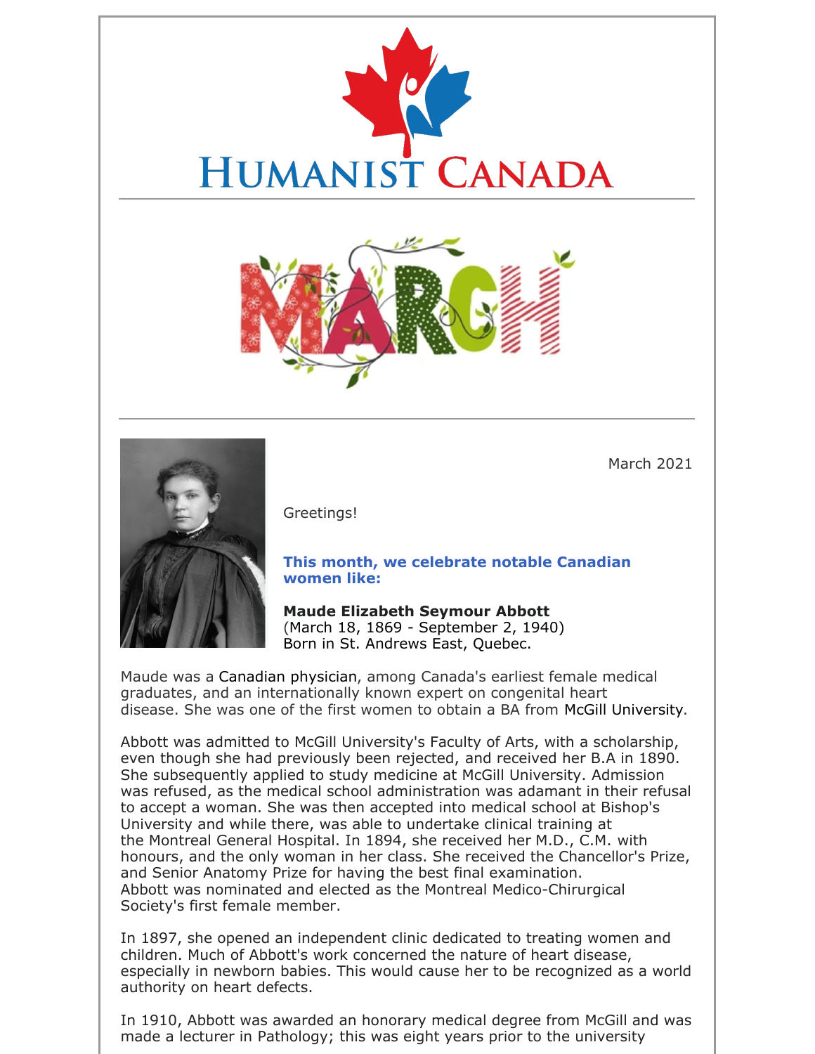# Humanist Canada

# MARCH

March 2021

Greetings!

**This month, we celebrate notable Canadian women like:**

**Maude Elizabeth Seymour Abbott**
(March 18, 1869 - September 2, 1940)
Born in St. Andrews East, Quebec.

Maude was a Canadian physician, among Canada's earliest female medical graduates, and an internationally known expert on congenital heart disease. She was one of the first women to obtain a BA from McGill University.

Abbott was admitted to McGill University's Faculty of Arts, with a scholarship, even though she had previously been rejected, and received her B.A in 1890. She subsequently applied to study medicine at McGill University. Admission was refused, as the medical school administration was adamant in their refusal to accept a woman. She was then accepted into medical school at Bishop's University and while there, was able to undertake clinical training at the Montreal General Hospital. In 1894, she received her M.D., C.M. with honours, and the only woman in her class. She received the Chancellor's Prize, and Senior Anatomy Prize for having the best final examination. Abbott was nominated and elected as the Montreal Medico-Chirurgical Society's first female member.

In 1897, she opened an independent clinic dedicated to treating women and children. Much of Abbott's work concerned the nature of heart disease, especially in newborn babies. This would cause her to be recognized as a world authority on heart defects.

In 1910, Abbott was awarded an honorary medical degree from McGill and was made a lecturer in Pathology; this was eight years prior to the university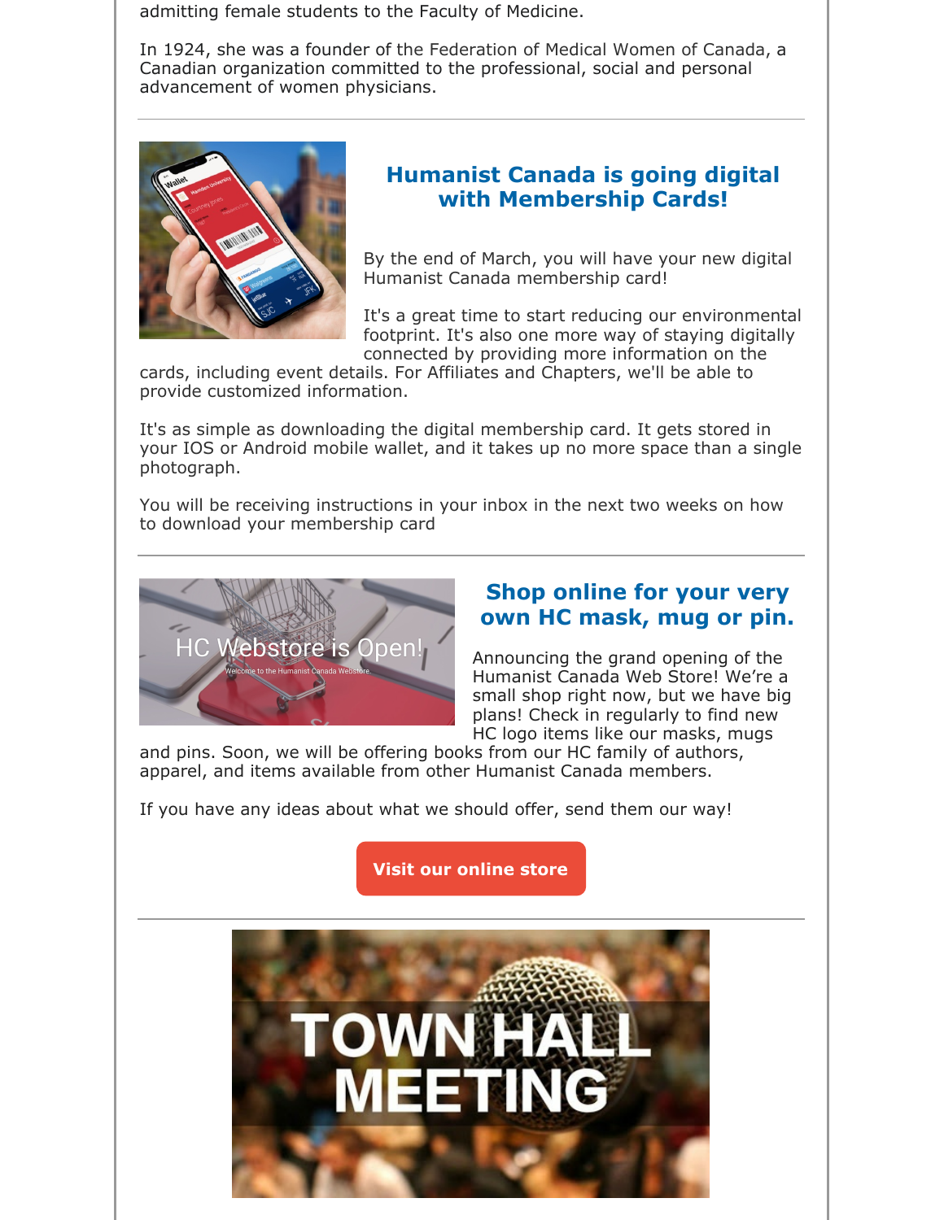admitting female students to the Faculty of Medicine.

In 1924, she was a founder of the Federation of Medical Women of Canada, a Canadian organization committed to the professional, social and personal advancement of women physicians.

---

## Humanist Canada is going digital with Membership Cards!

By the end of March, you will have your new digital Humanist Canada membership card!

It's a great time to start reducing our environmental footprint. It's also one more way of staying digitally connected by providing more information on the cards, including event details. For Affiliates and Chapters, we'll be able to provide customized information.

It's as simple as downloading the digital membership card. It gets stored in your IOS or Android mobile wallet, and it takes up no more space than a single photograph.

You will be receiving instructions in your inbox in the next two weeks on how to download your membership card

---

## Shop online for your very own HC mask, mug or pin.

Announcing the grand opening of the Humanist Canada Web Store! We're a small shop right now, but we have big plans! Check in regularly to find new HC logo items like our masks, mugs and pins. Soon, we will be offering books from our HC family of authors, apparel, and items available from other Humanist Canada members.

If you have any ideas about what we should offer, send them our way!

**Visit our online store**

---

TOWN HALL MEETING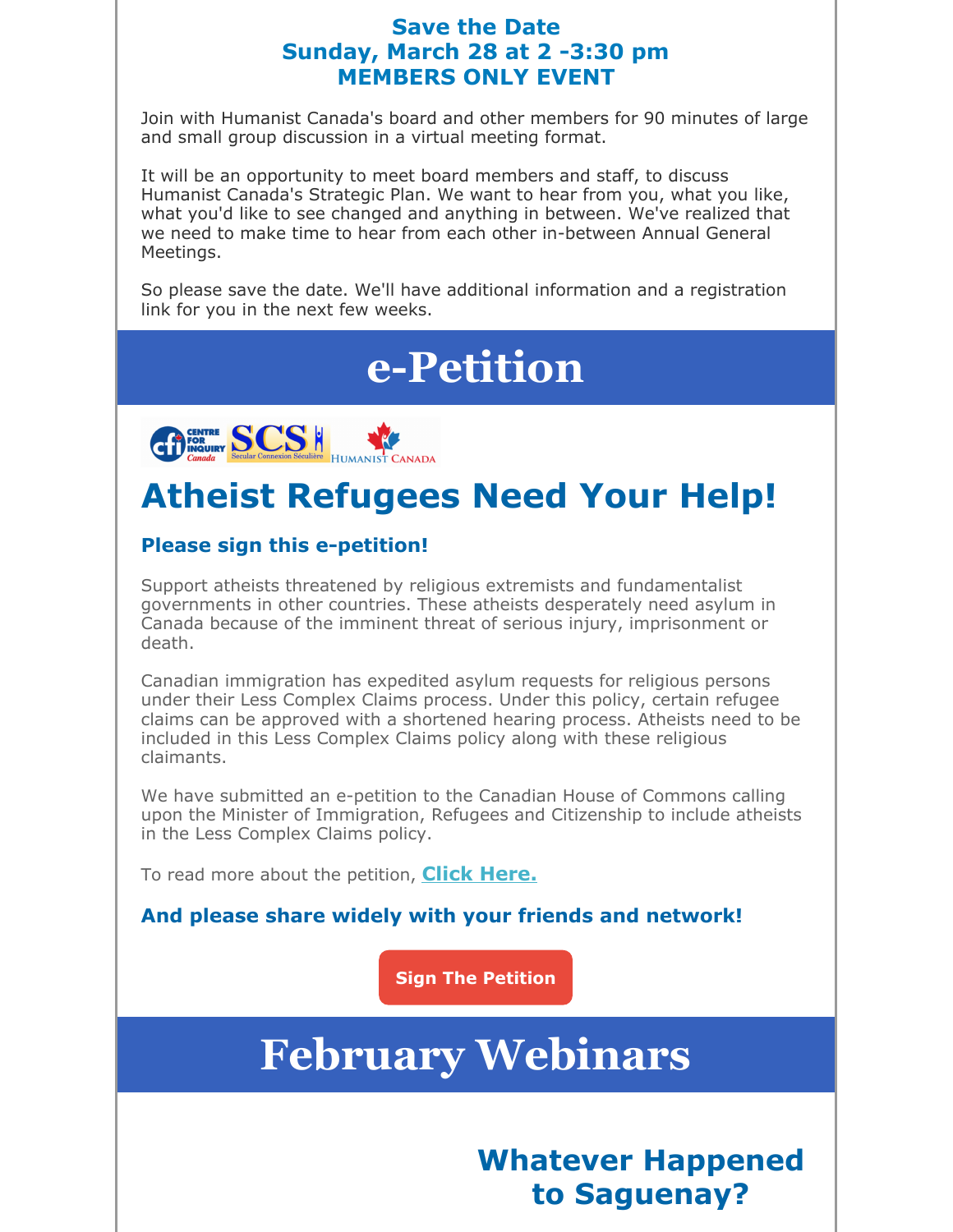### Save the Date
### Sunday, March 28 at 2 -3:30 pm
### MEMBERS ONLY EVENT

Join with Humanist Canada's board and other members for 90 minutes of large and small group discussion in a virtual meeting format.

It will be an opportunity to meet board members and staff, to discuss Humanist Canada's Strategic Plan. We want to hear from you, what you like, what you'd like to see changed and anything in between. We've realized that we need to make time to hear from each other in-between Annual General Meetings.

So please save the date. We'll have additional information and a registration link for you in the next few weeks.

# e-Petition

# Atheist Refugees Need Your Help!

### Please sign this e-petition!

Support atheists threatened by religious extremists and fundamentalist governments in other countries. These atheists desperately need asylum in Canada because of the imminent threat of serious injury, imprisonment or death.

Canadian immigration has expedited asylum requests for religious persons under their Less Complex Claims process. Under this policy, certain refugee claims can be approved with a shortened hearing process. Atheists need to be included in this Less Complex Claims policy along with these religious claimants.

We have submitted an e-petition to the Canadian House of Commons calling upon the Minister of Immigration, Refugees and Citizenship to include atheists in the Less Complex Claims policy.

To read more about the petition, **Click Here.**

### And please share widely with your friends and network!

**Sign The Petition**

# February Webinars

## Whatever Happened to Saguenay?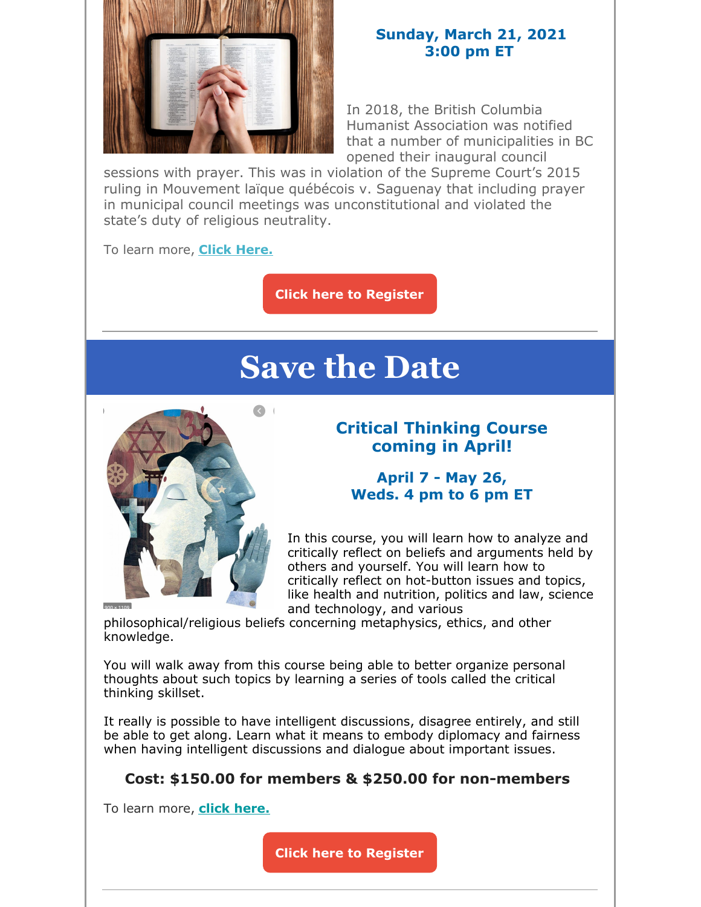**Sunday, March 21, 2021**
**3:00 pm ET**

In 2018, the British Columbia Humanist Association was notified that a number of municipalities in BC opened their inaugural council sessions with prayer. This was in violation of the Supreme Court's 2015 ruling in Mouvement laïque québécois v. Saguenay that including prayer in municipal council meetings was unconstitutional and violated the state's duty of religious neutrality.

To learn more, **Click Here.**

**Click here to Register**

---

# Save the Date

### Critical Thinking Course coming in April!

**April 7 - May 26,**
**Weds. 4 pm to 6 pm ET**

In this course, you will learn how to analyze and critically reflect on beliefs and arguments held by others and yourself. You will learn how to critically reflect on hot-button issues and topics, like health and nutrition, politics and law, science and technology, and various philosophical/religious beliefs concerning metaphysics, ethics, and other knowledge.

You will walk away from this course being able to better organize personal thoughts about such topics by learning a series of tools called the critical thinking skillset.

It really is possible to have intelligent discussions, disagree entirely, and still be able to get along. Learn what it means to embody diplomacy and fairness when having intelligent discussions and dialogue about important issues.

**Cost: $150.00 for members & $250.00 for non-members**

To learn more, **click here.**

**Click here to Register**

---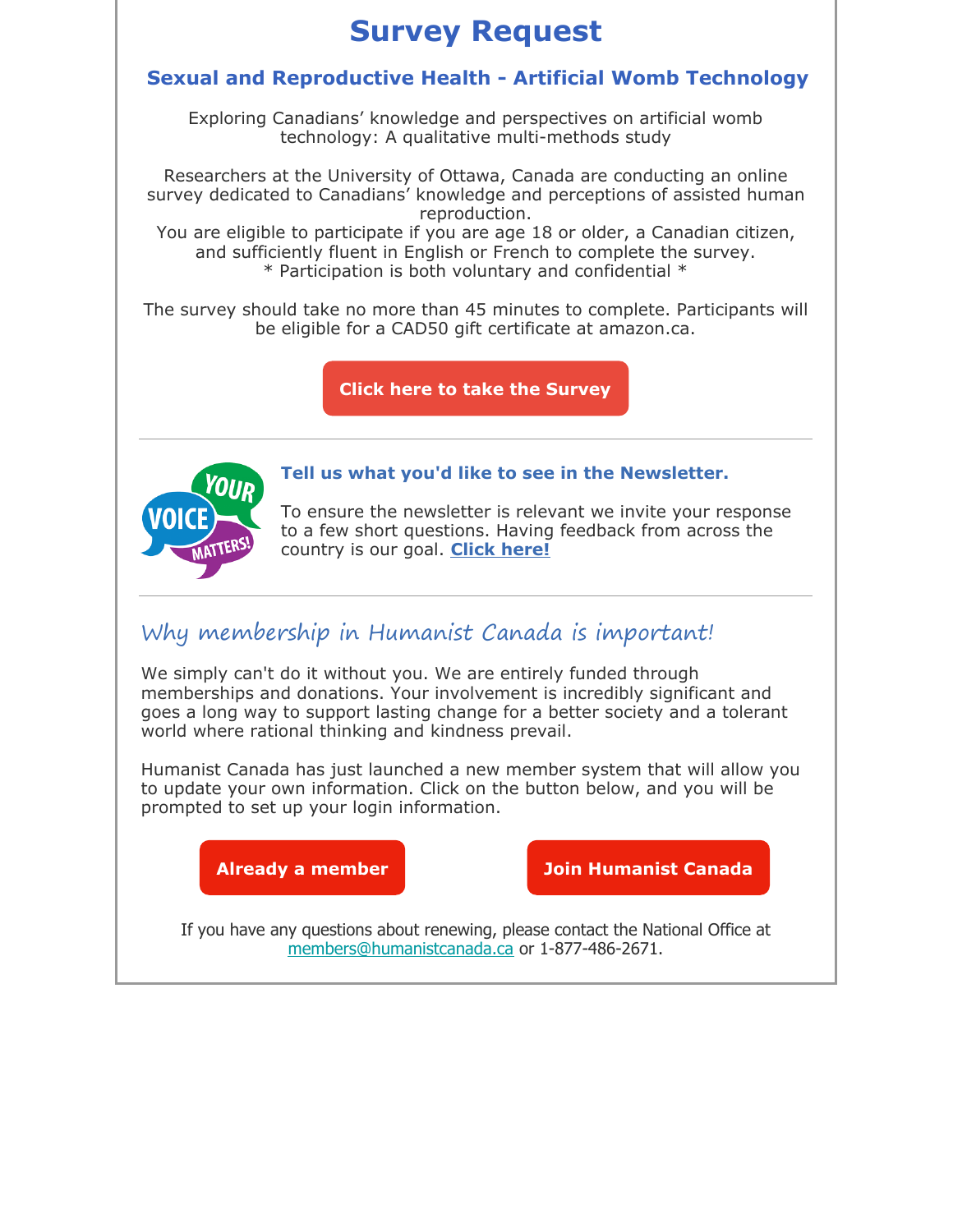# Survey Request

## Sexual and Reproductive Health - Artificial Womb Technology

Exploring Canadians' knowledge and perspectives on artificial womb technology: A qualitative multi-methods study

Researchers at the University of Ottawa, Canada are conducting an online survey dedicated to Canadians' knowledge and perceptions of assisted human reproduction.
You are eligible to participate if you are age 18 or older, a Canadian citizen, and sufficiently fluent in English or French to complete the survey.
* Participation is both voluntary and confidential *

The survey should take no more than 45 minutes to complete. Participants will be eligible for a CAD50 gift certificate at amazon.ca.

**Click here to take the Survey**

---

### Tell us what you'd like to see in the Newsletter.

To ensure the newsletter is relevant we invite your response to a few short questions. Having feedback from across the country is our goal. **Click here!**

---

## *Why membership in Humanist Canada is important!*

We simply can't do it without you. We are entirely funded through memberships and donations. Your involvement is incredibly significant and goes a long way to support lasting change for a better society and a tolerant world where rational thinking and kindness prevail.

Humanist Canada has just launched a new member system that will allow you to update your own information. Click on the button below, and you will be prompted to set up your login information.

**Already a member** **Join Humanist Canada**

If you have any questions about renewing, please contact the National Office at members@humanistcanada.ca or 1-877-486-2671.